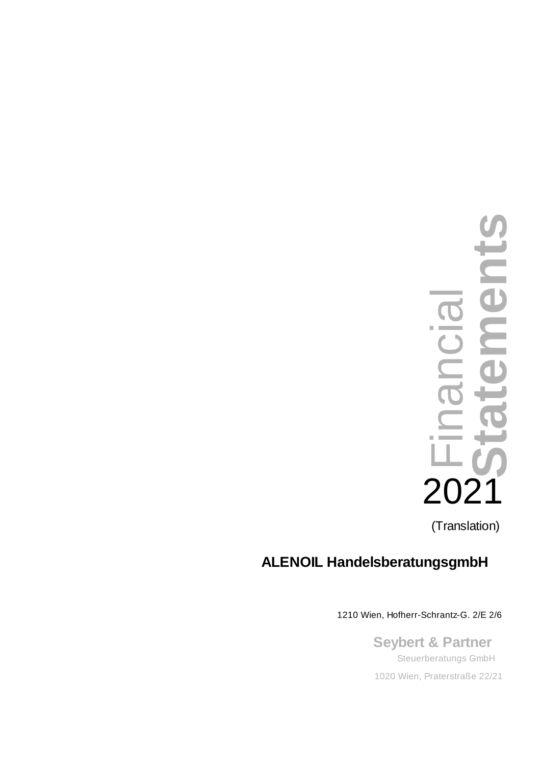# Financial Statements 2021

(Translation)

**ALENOIL HandelsberatungsgmbH**

1210 Wien, Hofherr-Schrantz-G. 2/E 2/6

**Seybert & Partner**
Steuerberatungs GmbH
1020 Wien, Praterstraße 22/21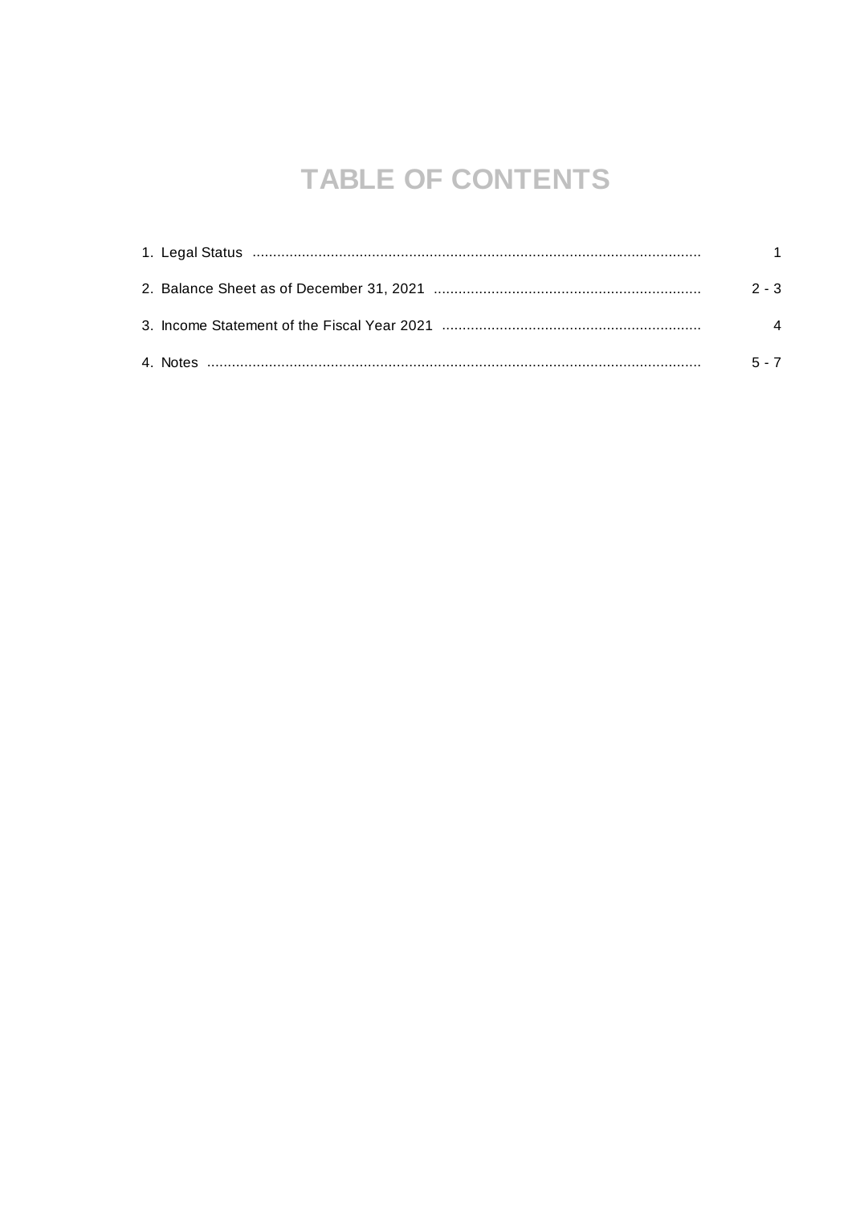# TABLE OF CONTENTS

| | |
|---|---|
| 1. Legal Status | 1 |
| 2. Balance Sheet as of December 31, 2021 | 2 - 3 |
| 3. Income Statement of the Fiscal Year 2021 | 4 |
| 4. Notes | 5 - 7 |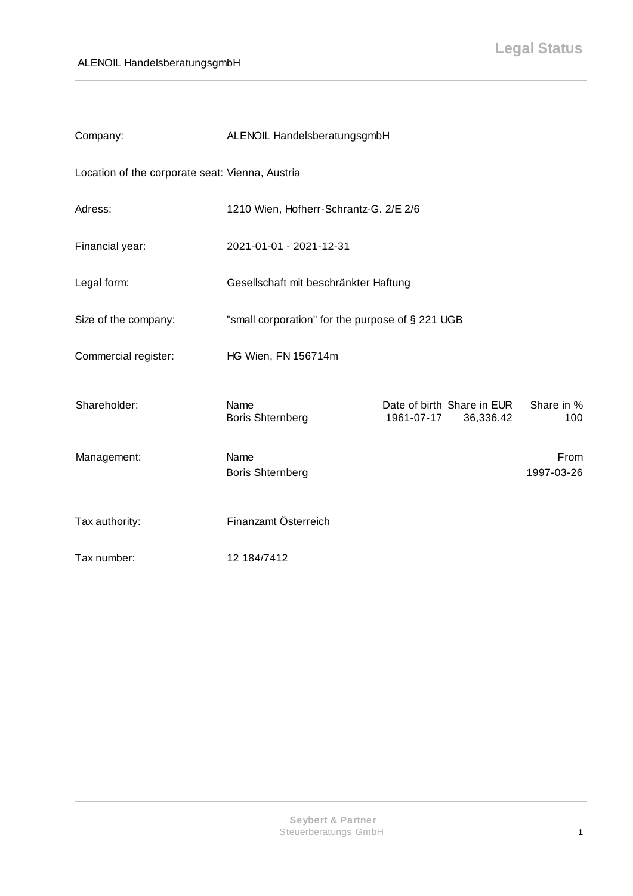# Legal Status

| | |
|---|---|
| Company: | ALENOIL HandelsberatungsgmbH |
| Location of the corporate seat: | Vienna, Austria |
| Adress: | 1210 Wien, Hofherr-Schrantz-G. 2/E 2/6 |
| Financial year: | 2021-01-01 - 2021-12-31 |
| Legal form: | Gesellschaft mit beschränkter Haftung |
| Size of the company: | "small corporation" for the purpose of § 221 UGB |
| Commercial register: | HG Wien, FN 156714m |

**Shareholder:**

| Name | Date of birth | Share in EUR | Share in % |
|---|---|---|---|
| Boris Shternberg | 1961-07-17 | 36,336.42 | 100 |

**Management:**

| Name | From |
|---|---|
| Boris Shternberg | 1997-03-26 |

| | |
|---|---|
| Tax authority: | Finanzamt Österreich |
| Tax number: | 12 184/7412 |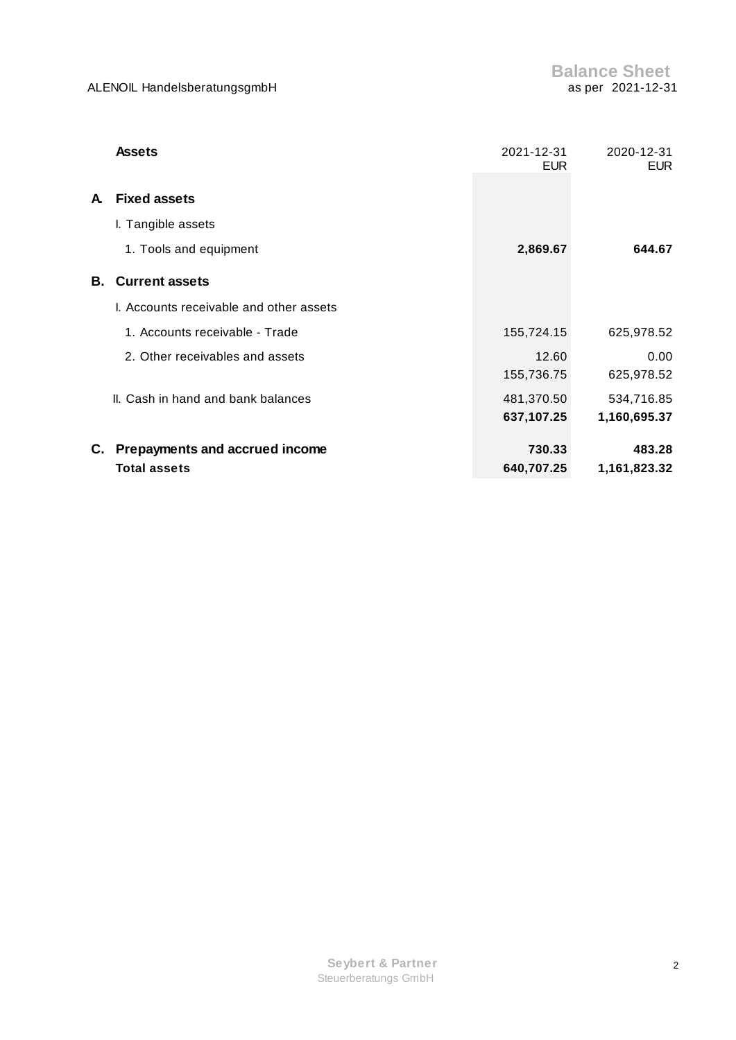ALENOIL HandelsberatungsgmbH

# Balance Sheet

as per 2021-12-31

| | Assets | 2021-12-31<br>EUR | 2020-12-31<br>EUR |
|---|---|---|---|
| **A.** | **Fixed assets** | | |
| | I. Tangible assets | | |
| | 1. Tools and equipment | **2,869.67** | **644.67** |
| **B.** | **Current assets** | | |
| | I. Accounts receivable and other assets | | |
| | 1. Accounts receivable - Trade | 155,724.15 | 625,978.52 |
| | 2. Other receivables and assets | 12.60 | 0.00 |
| | | 155,736.75 | 625,978.52 |
| | II. Cash in hand and bank balances | 481,370.50 | 534,716.85 |
| | | **637,107.25** | **1,160,695.37** |
| **C.** | **Prepayments and accrued income** | **730.33** | **483.28** |
| | **Total assets** | **640,707.25** | **1,161,823.32** |

**Seybert & Partner**
Steuerberatungs GmbH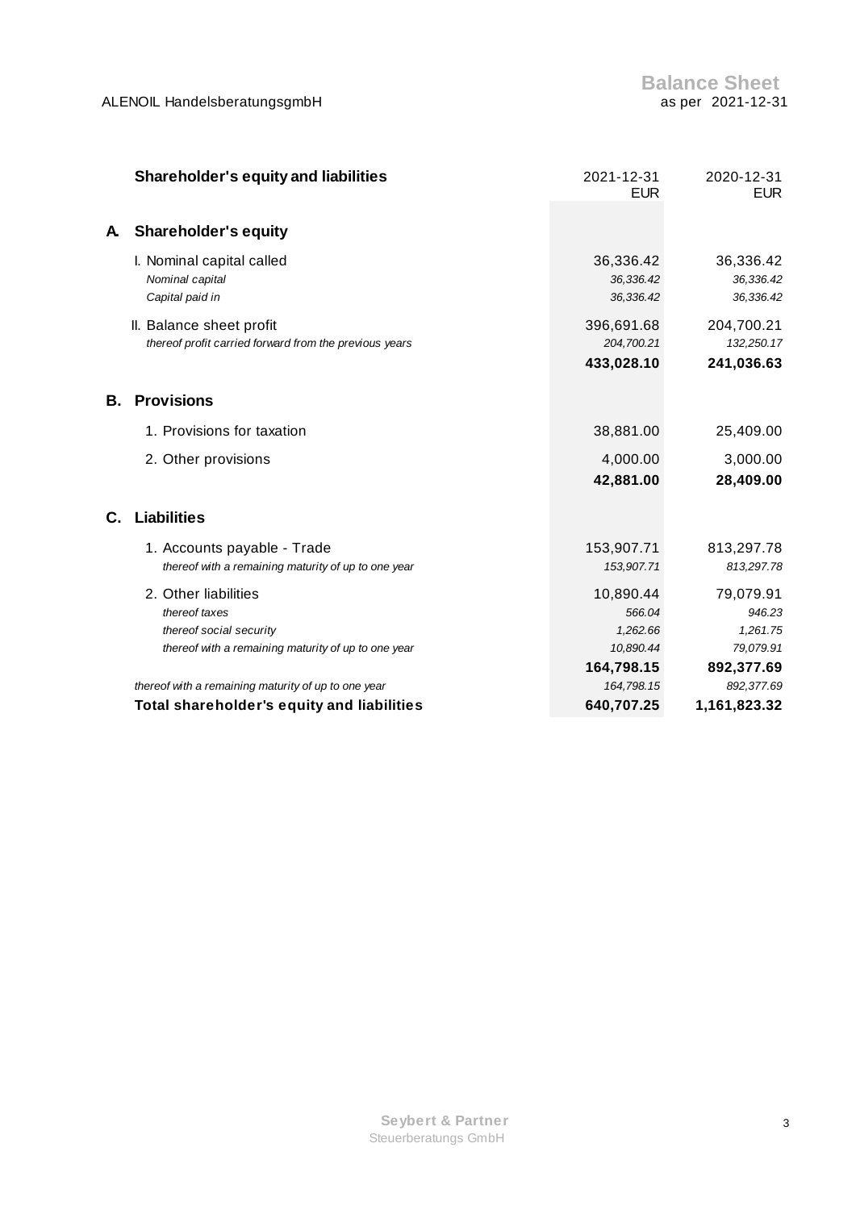ALENOIL HandelsberatungsgmbH

# Balance Sheet
as per 2021-12-31

| Shareholder's equity and liabilities | 2021-12-31 EUR | 2020-12-31 EUR |
|---|---|---|
| **A. Shareholder's equity** | | |
| I. Nominal capital called | 36,336.42 | 36,336.42 |
| *Nominal capital* | *36,336.42* | *36,336.42* |
| *Capital paid in* | *36,336.42* | *36,336.42* |
| II. Balance sheet profit | 396,691.68 | 204,700.21 |
| *thereof profit carried forward from the previous years* | *204,700.21* | *132,250.17* |
| | **433,028.10** | **241,036.63** |
| **B. Provisions** | | |
| 1. Provisions for taxation | 38,881.00 | 25,409.00 |
| 2. Other provisions | 4,000.00 | 3,000.00 |
| | **42,881.00** | **28,409.00** |
| **C. Liabilities** | | |
| 1. Accounts payable - Trade | 153,907.71 | 813,297.78 |
| *thereof with a remaining maturity of up to one year* | *153,907.71* | *813,297.78* |
| 2. Other liabilities | 10,890.44 | 79,079.91 |
| *thereof taxes* | *566.04* | *946.23* |
| *thereof social security* | *1,262.66* | *1,261.75* |
| *thereof with a remaining maturity of up to one year* | *10,890.44* | *79,079.91* |
| | **164,798.15** | **892,377.69** |
| *thereof with a remaining maturity of up to one year* | *164,798.15* | *892,377.69* |
| **Total shareholder's equity and liabilities** | **640,707.25** | **1,161,823.32** |

Seybert & Partner
Steuerberatungs GmbH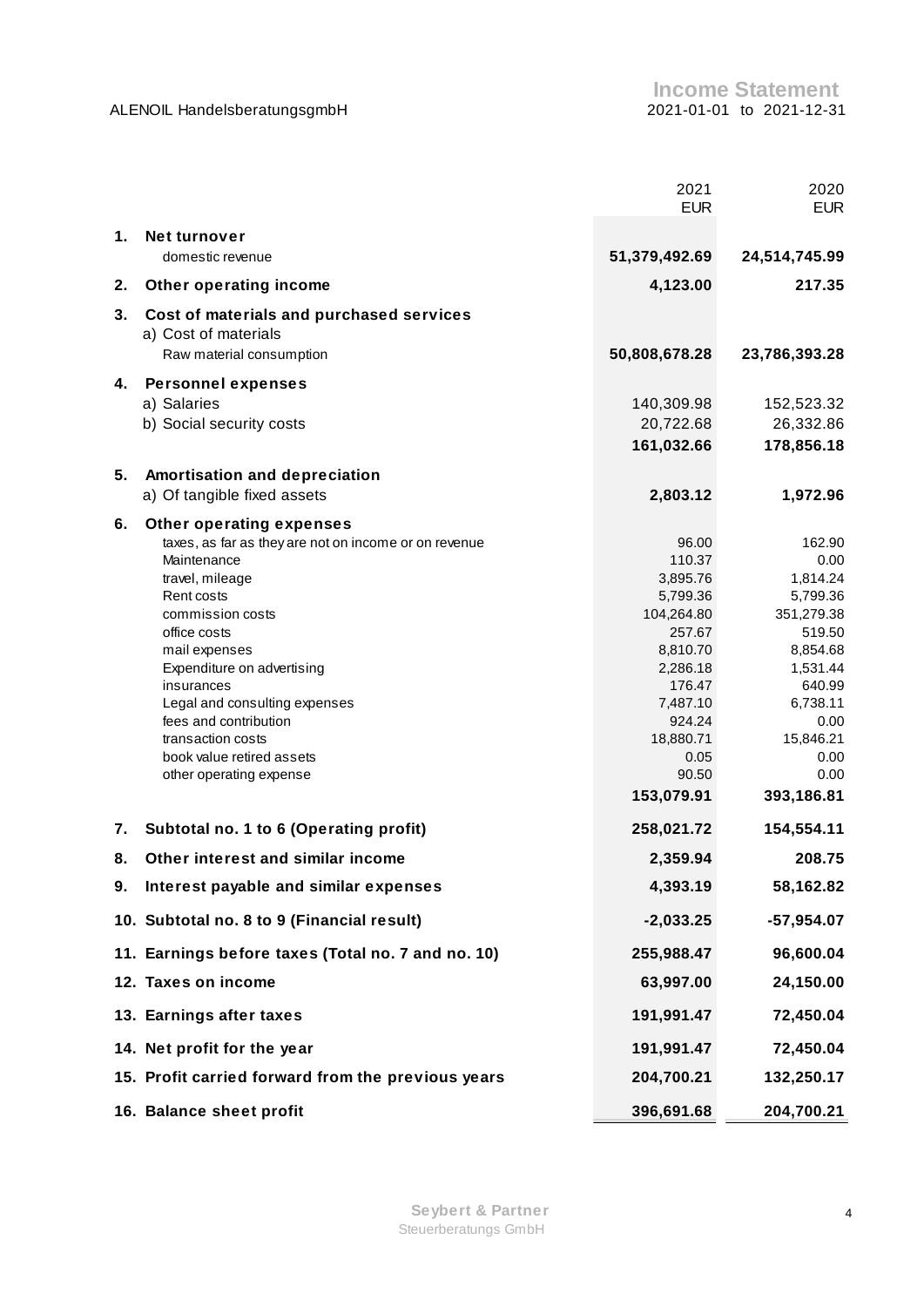ALENOIL Handelsberatungsgmbh

# Income Statement

2021-01-01 to 2021-12-31

| | | 2021 EUR | 2020 EUR |
|---|---|---|---|
| **1.** | **Net turnover** | | |
| | domestic revenue | **51,379,492.69** | **24,514,745.99** |
| **2.** | **Other operating income** | **4,123.00** | **217.35** |
| **3.** | **Cost of materials and purchased services** | | |
| | a) Cost of materials | | |
| | Raw material consumption | **50,808,678.28** | **23,786,393.28** |
| **4.** | **Personnel expenses** | | |
| | a) Salaries | 140,309.98 | 152,523.32 |
| | b) Social security costs | 20,722.68 | 26,332.86 |
| | | **161,032.66** | **178,856.18** |
| **5.** | **Amortisation and depreciation** | | |
| | a) Of tangible fixed assets | **2,803.12** | **1,972.96** |
| **6.** | **Other operating expenses** | | |
| | taxes, as far as they are not on income or on revenue | 96.00 | 162.90 |
| | Maintenance | 110.37 | 0.00 |
| | travel, mileage | 3,895.76 | 1,814.24 |
| | Rent costs | 5,799.36 | 5,799.36 |
| | commission costs | 104,264.80 | 351,279.38 |
| | office costs | 257.67 | 519.50 |
| | mail expenses | 8,810.70 | 8,854.68 |
| | Expenditure on advertising | 2,286.18 | 1,531.44 |
| | insurances | 176.47 | 640.99 |
| | Legal and consulting expenses | 7,487.10 | 6,738.11 |
| | fees and contribution | 924.24 | 0.00 |
| | transaction costs | 18,880.71 | 15,846.21 |
| | book value retired assets | 0.05 | 0.00 |
| | other operating expense | 90.50 | 0.00 |
| | | **153,079.91** | **393,186.81** |
| **7.** | **Subtotal no. 1 to 6 (Operating profit)** | **258,021.72** | **154,554.11** |
| **8.** | **Other interest and similar income** | **2,359.94** | **208.75** |
| **9.** | **Interest payable and similar expenses** | **4,393.19** | **58,162.82** |
| **10.** | **Subtotal no. 8 to 9 (Financial result)** | **-2,033.25** | **-57,954.07** |
| **11.** | **Earnings before taxes (Total no. 7 and no. 10)** | **255,988.47** | **96,600.04** |
| **12.** | **Taxes on income** | **63,997.00** | **24,150.00** |
| **13.** | **Earnings after taxes** | **191,991.47** | **72,450.04** |
| **14.** | **Net profit for the year** | **191,991.47** | **72,450.04** |
| **15.** | **Profit carried forward from the previous years** | **204,700.21** | **132,250.17** |
| **16.** | **Balance sheet profit** | **396,691.68** | **204,700.21** |

Seybert & Partner
Steuerberatungs GmbH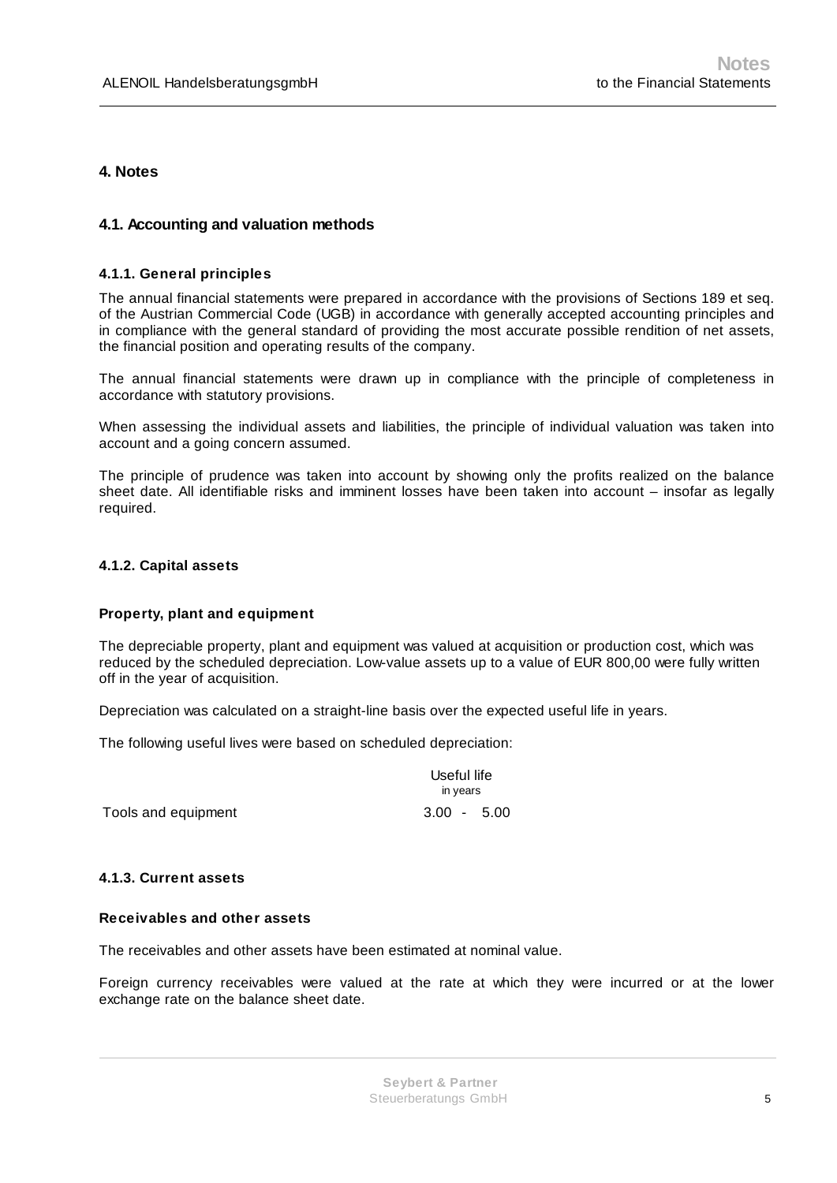## 4. Notes

### 4.1. Accounting and valuation methods

#### 4.1.1. General principles

The annual financial statements were prepared in accordance with the provisions of Sections 189 et seq. of the Austrian Commercial Code (UGB) in accordance with generally accepted accounting principles and in compliance with the general standard of providing the most accurate possible rendition of net assets, the financial position and operating results of the company.

The annual financial statements were drawn up in compliance with the principle of completeness in accordance with statutory provisions.

When assessing the individual assets and liabilities, the principle of individual valuation was taken into account and a going concern assumed.

The principle of prudence was taken into account by showing only the profits realized on the balance sheet date. All identifiable risks and imminent losses have been taken into account – insofar as legally required.

#### 4.1.2. Capital assets

**Property, plant and equipment**

The depreciable property, plant and equipment was valued at acquisition or production cost, which was reduced by the scheduled depreciation. Low-value assets up to a value of EUR 800,00 were fully written off in the year of acquisition.

Depreciation was calculated on a straight-line basis over the expected useful life in years.

The following useful lives were based on scheduled depreciation:

| | Useful life in years |
|---|---|
| Tools and equipment | 3.00 - 5.00 |

#### 4.1.3. Current assets

**Receivables and other assets**

The receivables and other assets have been estimated at nominal value.

Foreign currency receivables were valued at the rate at which they were incurred or at the lower exchange rate on the balance sheet date.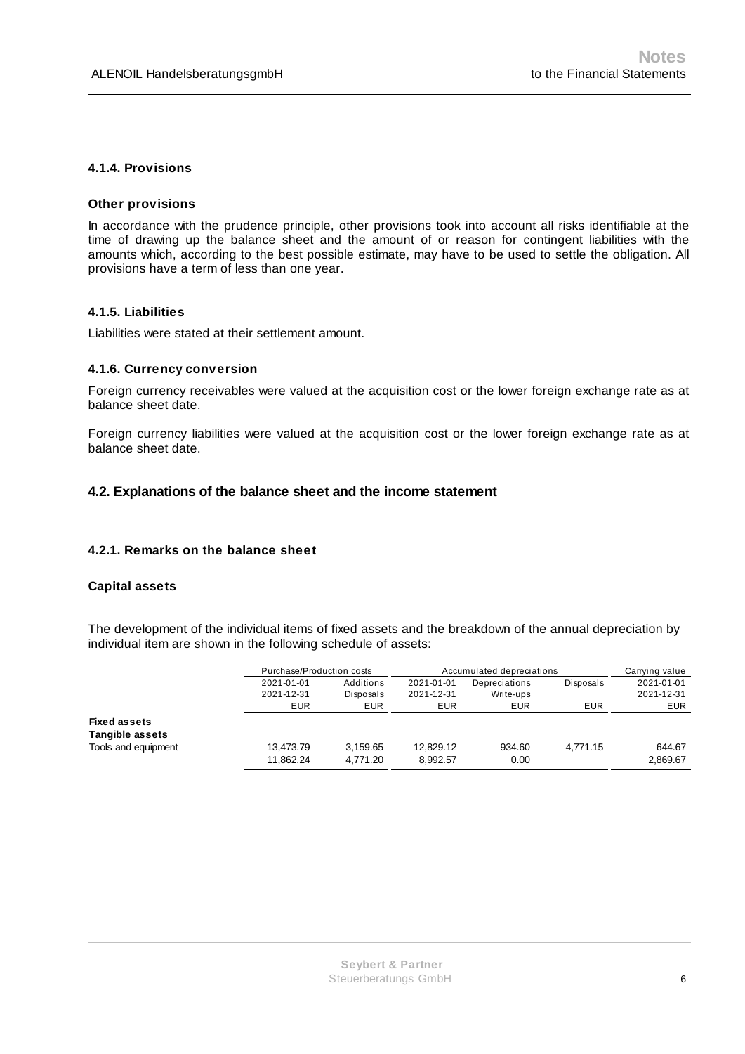#### 4.1.4. Provisions

**Other provisions**

In accordance with the prudence principle, other provisions took into account all risks identifiable at the time of drawing up the balance sheet and the amount of or reason for contingent liabilities with the amounts which, according to the best possible estimate, may have to be used to settle the obligation. All provisions have a term of less than one year.

#### 4.1.5. Liabilities

Liabilities were stated at their settlement amount.

#### 4.1.6. Currency conversion

Foreign currency receivables were valued at the acquisition cost or the lower foreign exchange rate as at balance sheet date.

Foreign currency liabilities were valued at the acquisition cost or the lower foreign exchange rate as at balance sheet date.

### 4.2. Explanations of the balance sheet and the income statement

#### 4.2.1. Remarks on the balance sheet

**Capital assets**

The development of the individual items of fixed assets and the breakdown of the annual depreciation by individual item are shown in the following schedule of assets:

| | Purchase/Production costs | | Accumulated depreciations | | | Carrying value |
|---|---|---|---|---|---|---|
| | 2021-01-01<br>2021-12-31<br>EUR | Additions<br>Disposals<br>EUR | 2021-01-01<br>2021-12-31<br>EUR | Depreciations<br>Write-ups<br>EUR | Disposals<br><br>EUR | 2021-01-01<br>2021-12-31<br>EUR |
| **Fixed assets** | | | | | | |
| **Tangible assets** | | | | | | |
| Tools and equipment | 13,473.79<br>11,862.24 | 3,159.65<br>4,771.20 | 12,829.12<br>8,992.57 | 934.60<br>0.00 | 4,771.15 | 644.67<br>2,869.67 |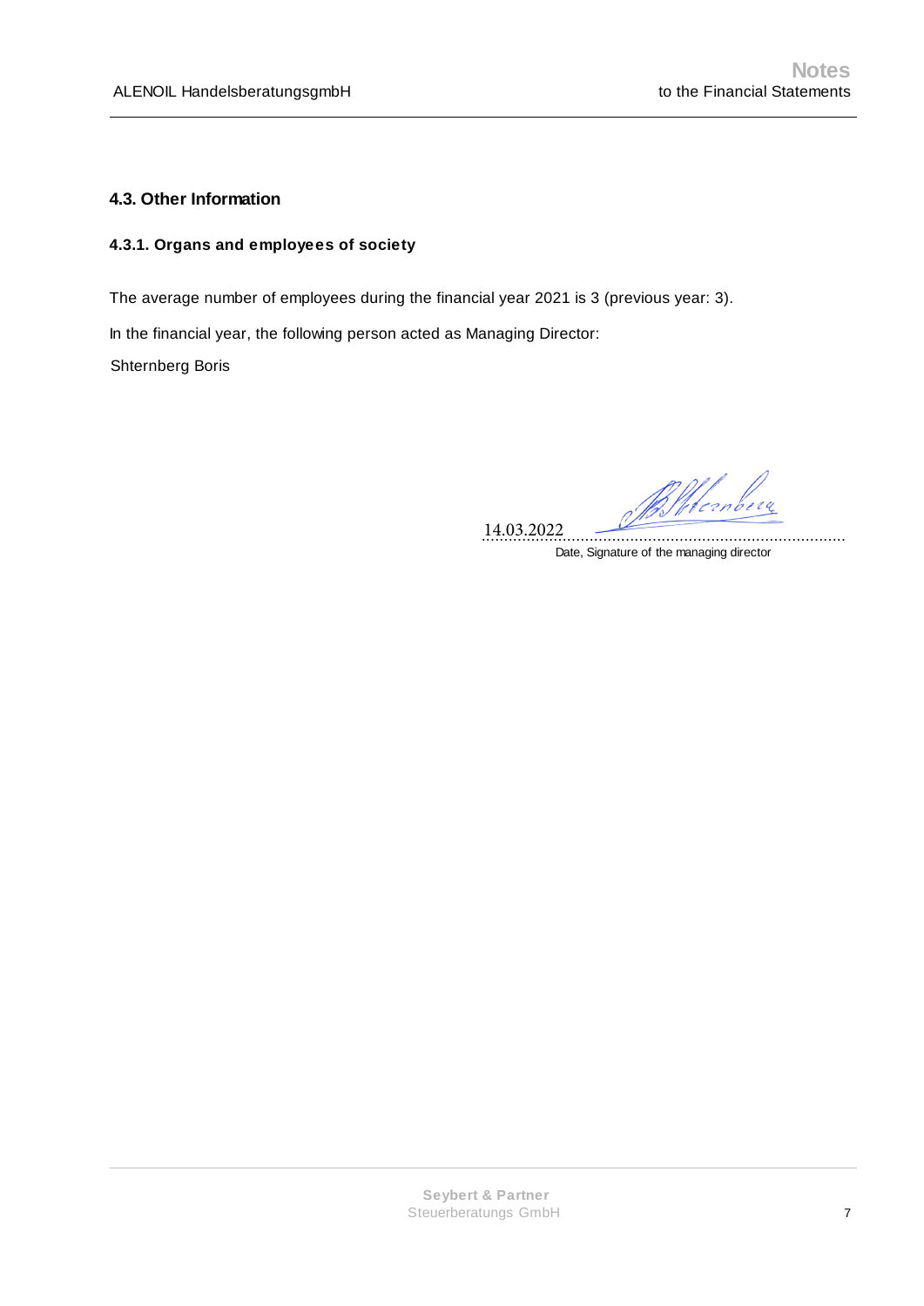## 4.3. Other Information

### 4.3.1. Organs and employees of society

The average number of employees during the financial year 2021 is 3 (previous year: 3).

In the financial year, the following person acted as Managing Director:

Shternberg Boris

14.03.2022

Date, Signature of the managing director